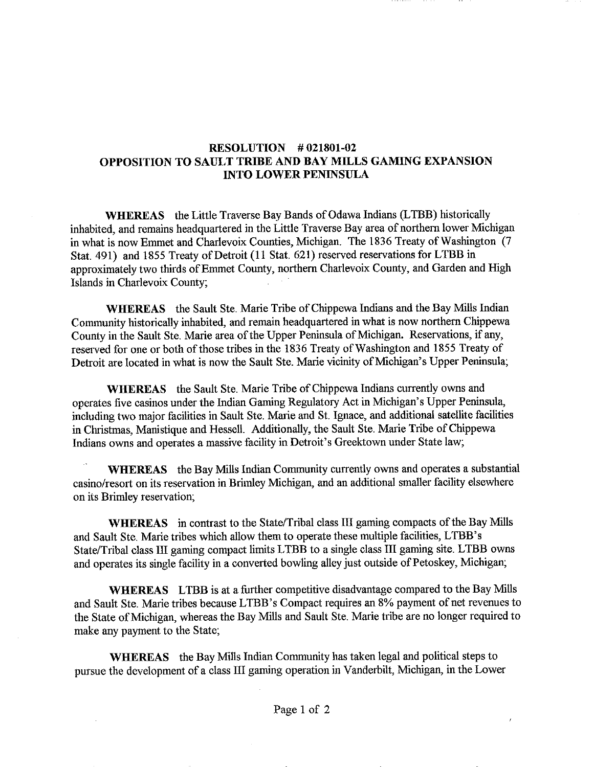# RESOLUTION # 021801-02
# OPPOSITION TO SAULT TRIBE AND BAY MILLS GAMING EXPANSION INTO LOWER PENINSULA

**WHEREAS** the Little Traverse Bay Bands of Odawa Indians (LTBB) historically inhabited, and remains headquartered in the Little Traverse Bay area of northern lower Michigan in what is now Emmet and Charlevoix Counties, Michigan. The 1836 Treaty of Washington (7 Stat. 491) and 1855 Treaty of Detroit (11 Stat. 621) reserved reservations for LTBB in approximately two thirds of Emmet County, northern Charlevoix County, and Garden and High Islands in Charlevoix County;

**WHEREAS** the Sault Ste. Marie Tribe of Chippewa Indians and the Bay Mills Indian Community historically inhabited, and remain headquartered in what is now northern Chippewa County in the Sault Ste. Marie area of the Upper Peninsula of Michigan. Reservations, if any, reserved for one or both of those tribes in the 1836 Treaty of Washington and 1855 Treaty of Detroit are located in what is now the Sault Ste. Marie vicinity of Michigan's Upper Peninsula;

**WHEREAS** the Sault Ste. Marie Tribe of Chippewa Indians currently owns and operates five casinos under the Indian Gaming Regulatory Act in Michigan's Upper Peninsula, including two major facilities in Sault Ste. Marie and St. Ignace, and additional satellite facilities in Christmas, Manistique and Hessell. Additionally, the Sault Ste. Marie Tribe of Chippewa Indians owns and operates a massive facility in Detroit's Greektown under State law;

**WHEREAS** the Bay Mills Indian Community currently owns and operates a substantial casino/resort on its reservation in Brimley Michigan, and an additional smaller facility elsewhere on its Brimley reservation;

**WHEREAS** in contrast to the State/Tribal class III gaming compacts of the Bay Mills and Sault Ste. Marie tribes which allow them to operate these multiple facilities, LTBB's State/Tribal class III gaming compact limits LTBB to a single class III gaming site. LTBB owns and operates its single facility in a converted bowling alley just outside of Petoskey, Michigan;

**WHEREAS** LTBB is at a further competitive disadvantage compared to the Bay Mills and Sault Ste. Marie tribes because LTBB's Compact requires an 8% payment of net revenues to the State of Michigan, whereas the Bay Mills and Sault Ste. Marie tribe are no longer required to make any payment to the State;

**WHEREAS** the Bay Mills Indian Community has taken legal and political steps to pursue the development of a class III gaming operation in Vanderbilt, Michigan, in the Lower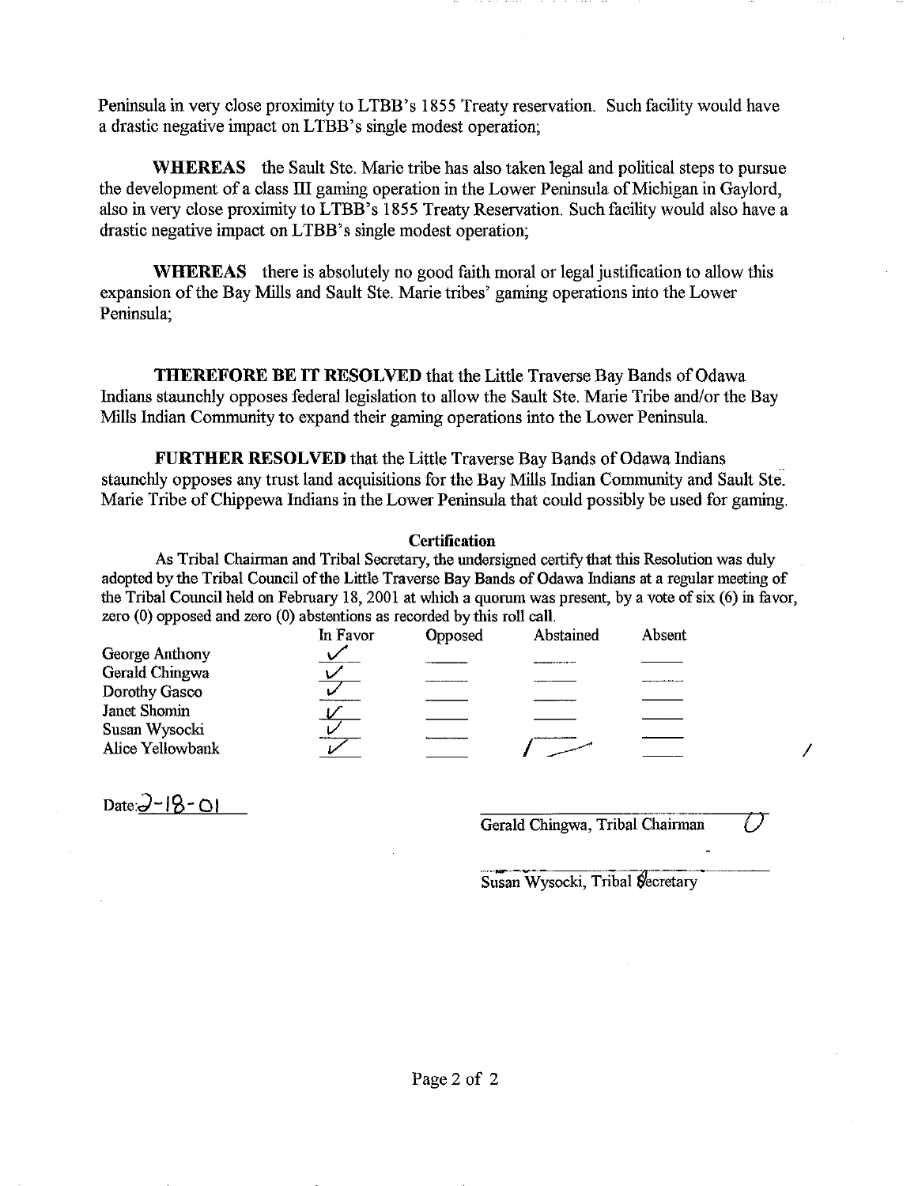Peninsula in very close proximity to LTBB's 1855 Treaty reservation. Such facility would have a drastic negative impact on LTBB's single modest operation;

**WHEREAS** the Sault Ste. Marie tribe has also taken legal and political steps to pursue the development of a class III gaming operation in the Lower Peninsula of Michigan in Gaylord, also in very close proximity to LTBB's 1855 Treaty Reservation. Such facility would also have a drastic negative impact on LTBB's single modest operation;

**WHEREAS** there is absolutely no good faith moral or legal justification to allow this expansion of the Bay Mills and Sault Ste. Marie tribes' gaming operations into the Lower Peninsula;

**THEREFORE BE IT RESOLVED** that the Little Traverse Bay Bands of Odawa Indians staunchly opposes federal legislation to allow the Sault Ste. Marie Tribe and/or the Bay Mills Indian Community to expand their gaming operations into the Lower Peninsula.

**FURTHER RESOLVED** that the Little Traverse Bay Bands of Odawa Indians staunchly opposes any trust land acquisitions for the Bay Mills Indian Community and Sault Ste. Marie Tribe of Chippewa Indians in the Lower Peninsula that could possibly be used for gaming.

**Certification**

As Tribal Chairman and Tribal Secretary, the undersigned certify that this Resolution was duly adopted by the Tribal Council of the Little Traverse Bay Bands of Odawa Indians at a regular meeting of the Tribal Council held on February 18, 2001 at which a quorum was present, by a vote of six (6) in favor, zero (0) opposed and zero (0) abstentions as recorded by this roll call.

| | In Favor | Opposed | Abstained | Absent |
|---|---|---|---|---|
| George Anthony | ✓ | | | |
| Gerald Chingwa | ✓ | | | |
| Dorothy Gasco | ✓ | | | |
| Janet Shomin | ✓ | | | |
| Susan Wysocki | ✓ | | | |
| Alice Yellowbank | ✓ | | | |

Date: 2-18-01

Gerald Chingwa, Tribal Chairman

Susan Wysocki, Tribal Secretary